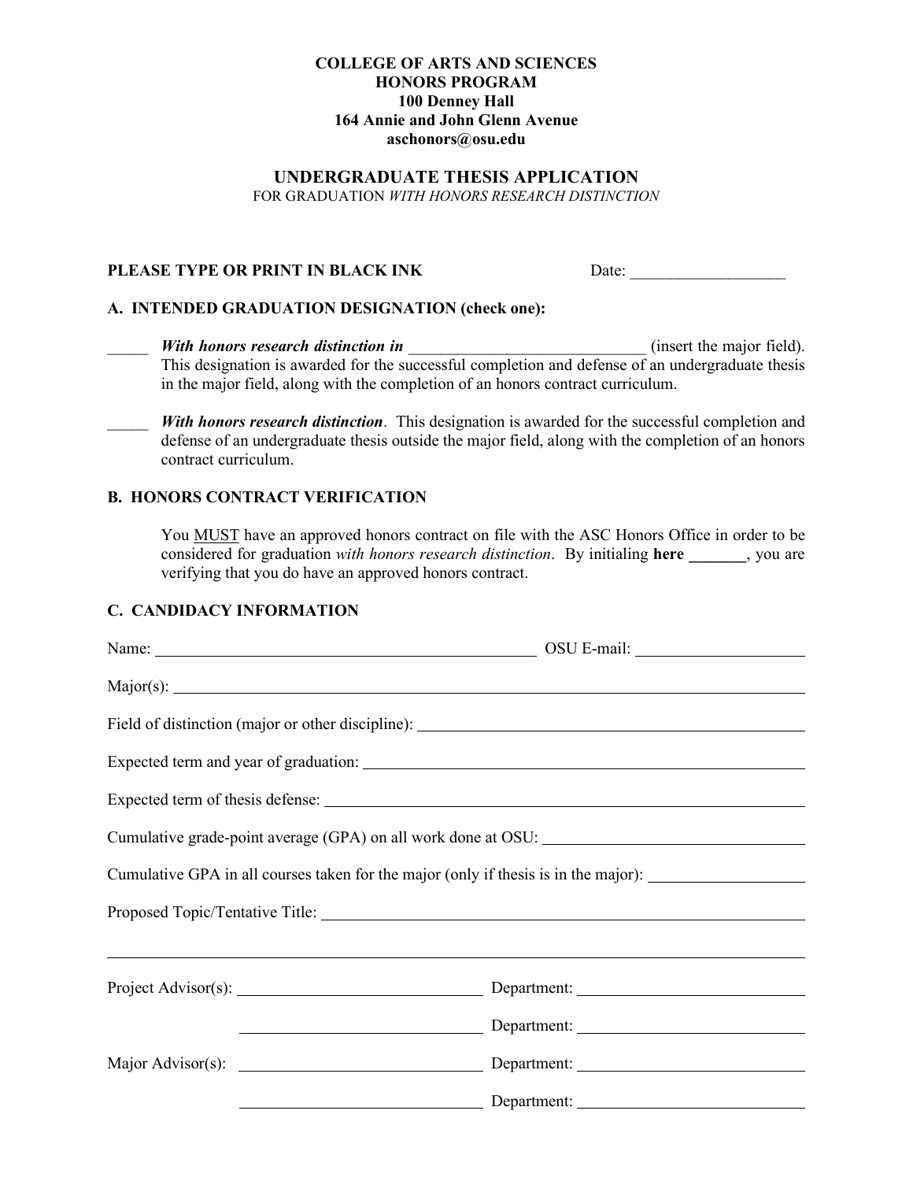**COLLEGE OF ARTS AND SCIENCES**
**HONORS PROGRAM**
**100 Denney Hall**
**164 Annie and John Glenn Avenue**
**aschonors@osu.edu**

## UNDERGRADUATE THESIS APPLICATION

FOR GRADUATION *WITH HONORS RESEARCH DISTINCTION*

**PLEASE TYPE OR PRINT IN BLACK INK** Date: ___________________

### A. INTENDED GRADUATION DESIGNATION (check one):

_____ ***With honors research distinction in*** ____________________________ (insert the major field). This designation is awarded for the successful completion and defense of an undergraduate thesis in the major field, along with the completion of an honors contract curriculum.

_____ ***With honors research distinction***. This designation is awarded for the successful completion and defense of an undergraduate thesis outside the major field, along with the completion of an honors contract curriculum.

### B. HONORS CONTRACT VERIFICATION

You MUST have an approved honors contract on file with the ASC Honors Office in order to be considered for graduation *with honors research distinction*. By initialing **here _______**, you are verifying that you do have an approved honors contract.

### C. CANDIDACY INFORMATION

Name: ______________________________ OSU E-mail: ____________________

Major(s): ______________________________

Field of distinction (major or other discipline): ______________________________

Expected term and year of graduation: ______________________________

Expected term of thesis defense: ______________________________

Cumulative grade-point average (GPA) on all work done at OSU: ______________________________

Cumulative GPA in all courses taken for the major (only if thesis is in the major): ____________________

Proposed Topic/Tentative Title: ______________________________

______________________________

Project Advisor(s): ______________________________ Department: ______________________________

______________________________ Department: ______________________________

Major Advisor(s): ______________________________ Department: ______________________________

______________________________ Department: ______________________________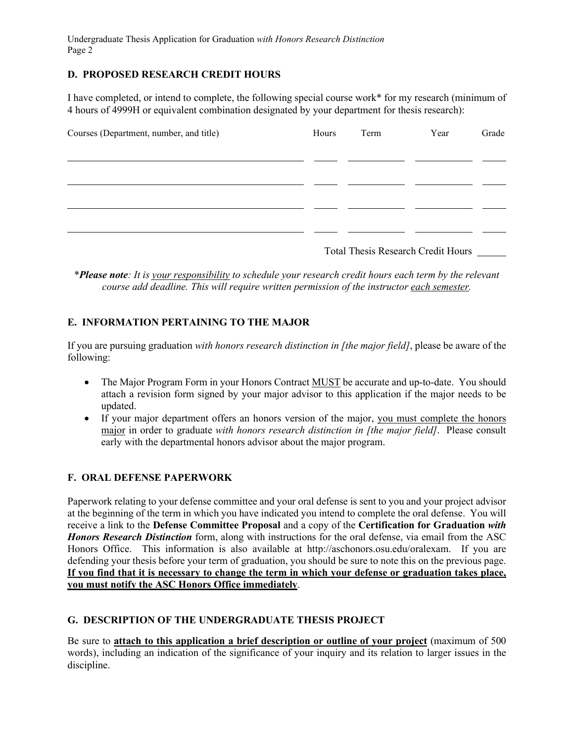## D. PROPOSED RESEARCH CREDIT HOURS

I have completed, or intend to complete, the following special course work* for my research (minimum of 4 hours of 4999H or equivalent combination designated by your department for thesis research):

| Courses (Department, number, and title) | Hours | Term | Year | Grade |
|---|---|---|---|---|
| | | | | |
| | | | | |
| | | | | |
| | | | | |

Total Thesis Research Credit Hours ______

**Please note*: *It is <u>your responsibility</u> to schedule your research credit hours each term by the relevant course add deadline. This will require written permission of the instructor <u>each semester</u>.*

## E. INFORMATION PERTAINING TO THE MAJOR

If you are pursuing graduation *with honors research distinction in [the major field]*, please be aware of the following:

- The Major Program Form in your Honors Contract <u>MUST</u> be accurate and up-to-date. You should attach a revision form signed by your major advisor to this application if the major needs to be updated.
- If your major department offers an honors version of the major, <u>you must complete the honors major</u> in order to graduate *with honors research distinction in [the major field]*. Please consult early with the departmental honors advisor about the major program.

## F. ORAL DEFENSE PAPERWORK

Paperwork relating to your defense committee and your oral defense is sent to you and your project advisor at the beginning of the term in which you have indicated you intend to complete the oral defense. You will receive a link to the **Defense Committee Proposal** and a copy of the **Certification for Graduation *with Honors Research Distinction*** form, along with instructions for the oral defense, via email from the ASC Honors Office. This information is also available at http://aschonors.osu.edu/oralexam. If you are defending your thesis before your term of graduation, you should be sure to note this on the previous page. **<u>If you find that it is necessary to change the term in which your defense or graduation takes place, you must notify the ASC Honors Office immediately</u>**.

## G. DESCRIPTION OF THE UNDERGRADUATE THESIS PROJECT

Be sure to **<u>attach to this application a brief description or outline of your project</u>** (maximum of 500 words), including an indication of the significance of your inquiry and its relation to larger issues in the discipline.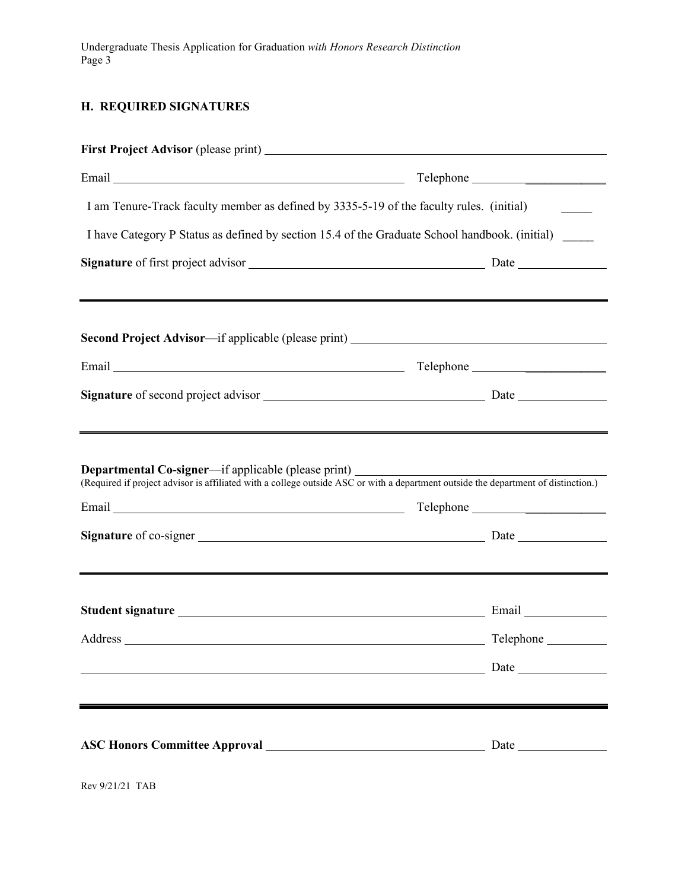## H. REQUIRED SIGNATURES

**First Project Advisor** (please print) ____________________________________________

Email ____________________________________ Telephone ____________________

I am Tenure-Track faculty member as defined by 3335-5-19 of the faculty rules. (initial) _____

I have Category P Status as defined by section 15.4 of the Graduate School handbook. (initial) _____

**Signature** of first project advisor ______________________________ Date ____________

---

**Second Project Advisor**—if applicable (please print) ________________________________

Email ____________________________________ Telephone ____________________

**Signature** of second project advisor ____________________________ Date ____________

---

**Departmental Co-signer**—if applicable (please print) ________________________________

(Required if project advisor is affiliated with a college outside ASC or with a department outside the department of distinction.)

Email ____________________________________ Telephone ____________________

**Signature** of co-signer ____________________________________ Date ____________

---

**Student signature** ____________________________________________ Email ____________

Address ____________________________________________________ Telephone __________

____________________________________________________________ Date ____________

---

**ASC Honors Committee Approval** ______________________________ Date ____________

Rev 9/21/21 TAB